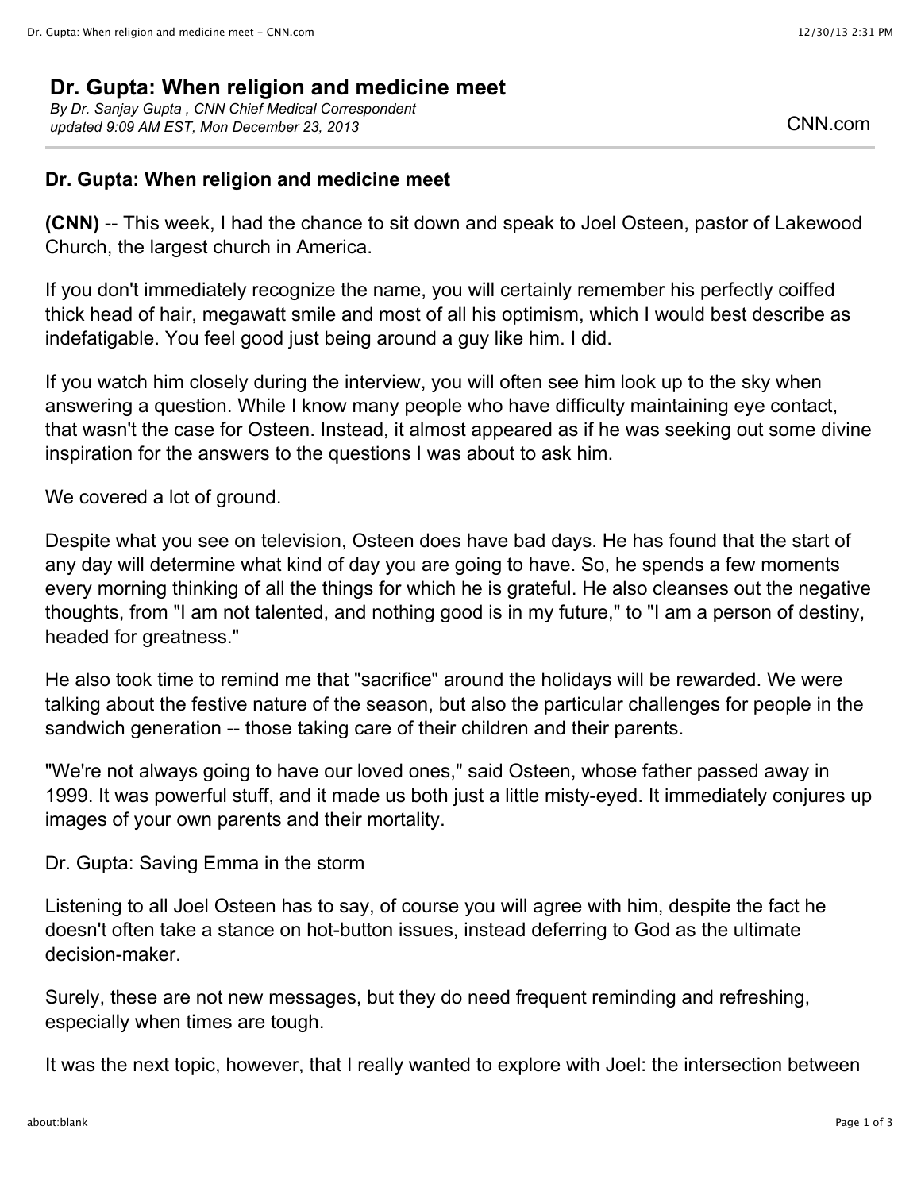# Dr. Gupta: When religion and medicine meet

*By Dr. Sanjay Gupta , CNN Chief Medical Correspondent*
*updated 9:09 AM EST, Mon December 23, 2013*

CNN.com

## Dr. Gupta: When religion and medicine meet

**(CNN)** -- This week, I had the chance to sit down and speak to Joel Osteen, pastor of Lakewood Church, the largest church in America.

If you don't immediately recognize the name, you will certainly remember his perfectly coiffed thick head of hair, megawatt smile and most of all his optimism, which I would best describe as indefatigable. You feel good just being around a guy like him. I did.

If you watch him closely during the interview, you will often see him look up to the sky when answering a question. While I know many people who have difficulty maintaining eye contact, that wasn't the case for Osteen. Instead, it almost appeared as if he was seeking out some divine inspiration for the answers to the questions I was about to ask him.

We covered a lot of ground.

Despite what you see on television, Osteen does have bad days. He has found that the start of any day will determine what kind of day you are going to have. So, he spends a few moments every morning thinking of all the things for which he is grateful. He also cleanses out the negative thoughts, from "I am not talented, and nothing good is in my future," to "I am a person of destiny, headed for greatness."

He also took time to remind me that "sacrifice" around the holidays will be rewarded. We were talking about the festive nature of the season, but also the particular challenges for people in the sandwich generation -- those taking care of their children and their parents.

"We're not always going to have our loved ones," said Osteen, whose father passed away in 1999. It was powerful stuff, and it made us both just a little misty-eyed. It immediately conjures up images of your own parents and their mortality.

Dr. Gupta: Saving Emma in the storm

Listening to all Joel Osteen has to say, of course you will agree with him, despite the fact he doesn't often take a stance on hot-button issues, instead deferring to God as the ultimate decision-maker.

Surely, these are not new messages, but they do need frequent reminding and refreshing, especially when times are tough.

It was the next topic, however, that I really wanted to explore with Joel: the intersection between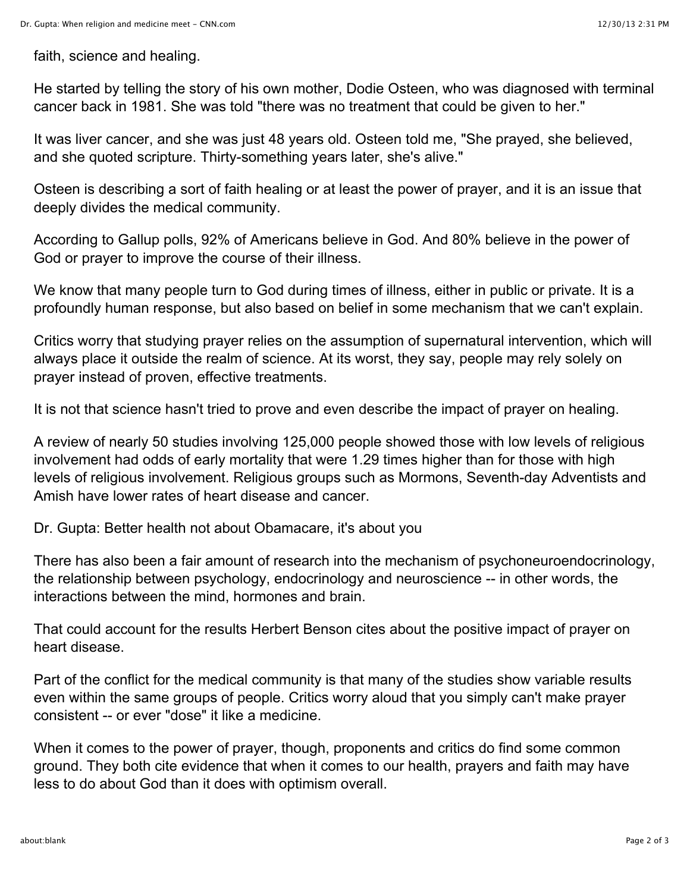faith, science and healing.

He started by telling the story of his own mother, Dodie Osteen, who was diagnosed with terminal cancer back in 1981. She was told "there was no treatment that could be given to her."

It was liver cancer, and she was just 48 years old. Osteen told me, "She prayed, she believed, and she quoted scripture. Thirty-something years later, she's alive."

Osteen is describing a sort of faith healing or at least the power of prayer, and it is an issue that deeply divides the medical community.

According to Gallup polls, 92% of Americans believe in God. And 80% believe in the power of God or prayer to improve the course of their illness.

We know that many people turn to God during times of illness, either in public or private. It is a profoundly human response, but also based on belief in some mechanism that we can't explain.

Critics worry that studying prayer relies on the assumption of supernatural intervention, which will always place it outside the realm of science. At its worst, they say, people may rely solely on prayer instead of proven, effective treatments.

It is not that science hasn't tried to prove and even describe the impact of prayer on healing.

A review of nearly 50 studies involving 125,000 people showed those with low levels of religious involvement had odds of early mortality that were 1.29 times higher than for those with high levels of religious involvement. Religious groups such as Mormons, Seventh-day Adventists and Amish have lower rates of heart disease and cancer.

Dr. Gupta: Better health not about Obamacare, it's about you

There has also been a fair amount of research into the mechanism of psychoneuroendocrinology, the relationship between psychology, endocrinology and neuroscience -- in other words, the interactions between the mind, hormones and brain.

That could account for the results Herbert Benson cites about the positive impact of prayer on heart disease.

Part of the conflict for the medical community is that many of the studies show variable results even within the same groups of people. Critics worry aloud that you simply can't make prayer consistent -- or ever "dose" it like a medicine.

When it comes to the power of prayer, though, proponents and critics do find some common ground. They both cite evidence that when it comes to our health, prayers and faith may have less to do about God than it does with optimism overall.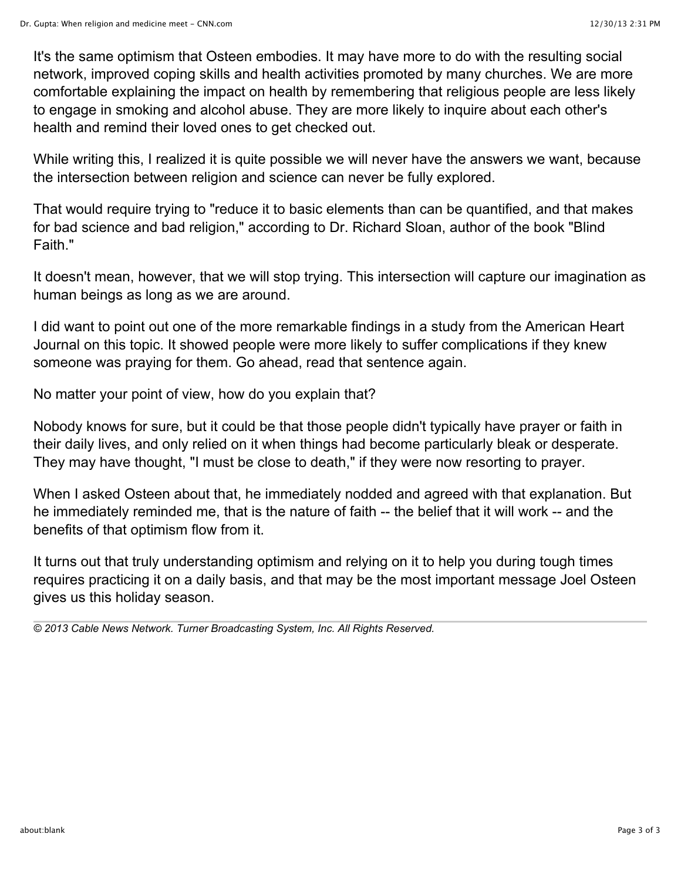It's the same optimism that Osteen embodies. It may have more to do with the resulting social network, improved coping skills and health activities promoted by many churches. We are more comfortable explaining the impact on health by remembering that religious people are less likely to engage in smoking and alcohol abuse. They are more likely to inquire about each other's health and remind their loved ones to get checked out.

While writing this, I realized it is quite possible we will never have the answers we want, because the intersection between religion and science can never be fully explored.

That would require trying to "reduce it to basic elements than can be quantified, and that makes for bad science and bad religion," according to Dr. Richard Sloan, author of the book "Blind Faith."

It doesn't mean, however, that we will stop trying. This intersection will capture our imagination as human beings as long as we are around.

I did want to point out one of the more remarkable findings in a study from the American Heart Journal on this topic. It showed people were more likely to suffer complications if they knew someone was praying for them. Go ahead, read that sentence again.

No matter your point of view, how do you explain that?

Nobody knows for sure, but it could be that those people didn't typically have prayer or faith in their daily lives, and only relied on it when things had become particularly bleak or desperate. They may have thought, "I must be close to death," if they were now resorting to prayer.

When I asked Osteen about that, he immediately nodded and agreed with that explanation. But he immediately reminded me, that is the nature of faith -- the belief that it will work -- and the benefits of that optimism flow from it.

It turns out that truly understanding optimism and relying on it to help you during tough times requires practicing it on a daily basis, and that may be the most important message Joel Osteen gives us this holiday season.

---

*© 2013 Cable News Network. Turner Broadcasting System, Inc. All Rights Reserved.*